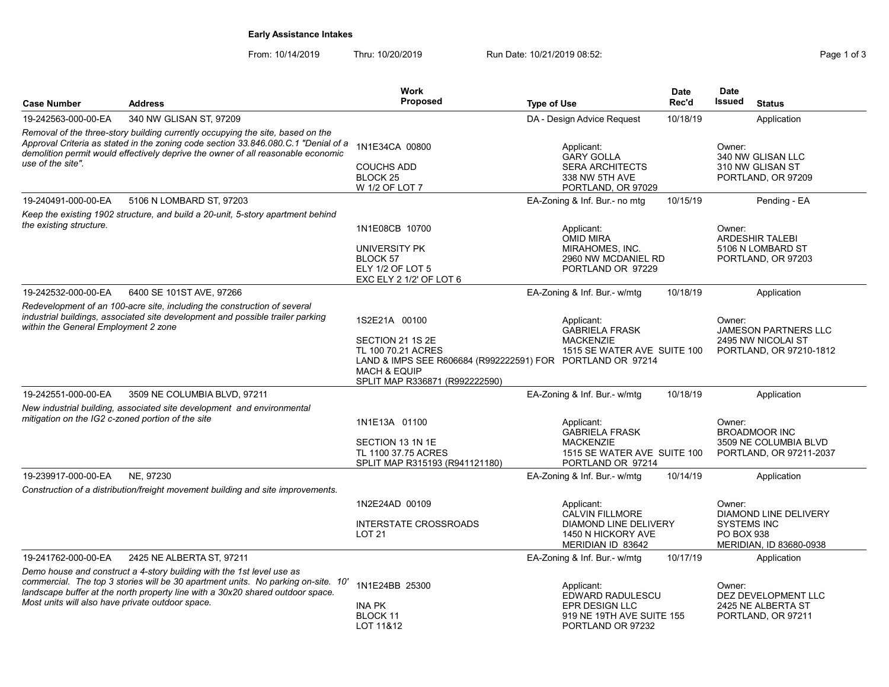# Early Assistance Intakes

From: 10/14/2019 Thru: 10/20/2019 Run Date: 10/21/2019 08:52:

| Case Number | Address | Work Proposed | Type of Use | Date Rec'd | Date Issued | Status |
|---|---|---|---|---|---|---|
| 19-242563-000-00-EA | 340 NW GLISAN ST, 97209 | | DA - Design Advice Request | 10/18/19 | | Application |
| *Removal of the three-story building currently occupying the site, based on the Approval Criteria as stated in the zoning code section 33.846.080.C.1 "Denial of a demolition permit would effectively deprive the owner of all reasonable economic use of the site".* | | 1N1E34CA 00800<br>COUCHS ADD<br>BLOCK 25<br>W 1/2 OF LOT 7 | Applicant:<br>GARY GOLLA<br>SERA ARCHITECTS<br>338 NW 5TH AVE<br>PORTLAND, OR 97029 | | Owner:<br>340 NW GLISAN LLC<br>310 NW GLISAN ST<br>PORTLAND, OR 97209 | |
| 19-240491-000-00-EA | 5106 N LOMBARD ST, 97203 | | EA-Zoning & Inf. Bur.- no mtg | 10/15/19 | | Pending - EA |
| *Keep the existing 1902 structure, and build a 20-unit, 5-story apartment behind the existing structure.* | | 1N1E08CB 10700<br>UNIVERSITY PK<br>BLOCK 57<br>ELY 1/2 OF LOT 5<br>EXC ELY 2 1/2' OF LOT 6 | Applicant:<br>OMID MIRA<br>MIRAHOMES, INC.<br>2960 NW MCDANIEL RD<br>PORTLAND OR 97229 | | Owner:<br>ARDESHIR TALEBI<br>5106 N LOMBARD ST<br>PORTLAND, OR 97203 | |
| 19-242532-000-00-EA | 6400 SE 101ST AVE, 97266 | | EA-Zoning & Inf. Bur.- w/mtg | 10/18/19 | | Application |
| *Redevelopment of an 100-acre site, including the construction of several industrial buildings, associated site development and possible trailer parking within the General Employment 2 zone* | | 1S2E21A 00100<br>SECTION 21 1S 2E<br>TL 100 70.21 ACRES<br>LAND & IMPS SEE R606684 (R992222591) FOR MACH & EQUIP<br>SPLIT MAP R336871 (R992222590) | Applicant:<br>GABRIELA FRASK<br>MACKENZIE<br>1515 SE WATER AVE SUITE 100<br>PORTLAND OR 97214 | | Owner:<br>JAMESON PARTNERS LLC<br>2495 NW NICOLAI ST<br>PORTLAND, OR 97210-1812 | |
| 19-242551-000-00-EA | 3509 NE COLUMBIA BLVD, 97211 | | EA-Zoning & Inf. Bur.- w/mtg | 10/18/19 | | Application |
| *New industrial building, associated site development and environmental mitigation on the IG2 c-zoned portion of the site* | | 1N1E13A 01100<br>SECTION 13 1N 1E<br>TL 1100 37.75 ACRES<br>SPLIT MAP R315193 (R941121180) | Applicant:<br>GABRIELA FRASK<br>MACKENZIE<br>1515 SE WATER AVE SUITE 100<br>PORTLAND OR 97214 | | Owner:<br>BROADMOOR INC<br>3509 NE COLUMBIA BLVD<br>PORTLAND, OR 97211-2037 | |
| 19-239917-000-00-EA | NE, 97230 | | EA-Zoning & Inf. Bur.- w/mtg | 10/14/19 | | Application |
| *Construction of a distribution/freight movement building and site improvements.* | | 1N2E24AD 00109<br>INTERSTATE CROSSROADS<br>LOT 21 | Applicant:<br>CALVIN FILLMORE<br>DIAMOND LINE DELIVERY<br>1450 N HICKORY AVE<br>MERIDIAN ID 83642 | | Owner:<br>DIAMOND LINE DELIVERY SYSTEMS INC<br>PO BOX 938<br>MERIDIAN, ID 83680-0938 | |
| 19-241762-000-00-EA | 2425 NE ALBERTA ST, 97211 | | EA-Zoning & Inf. Bur.- w/mtg | 10/17/19 | | Application |
| *Demo house and construct a 4-story building with the 1st level use as commercial. The top 3 stories will be 30 apartment units. No parking on-site. 10' landscape buffer at the north property line with a 30x20 shared outdoor space. Most units will also have private outdoor space.* | | 1N1E24BB 25300<br>INA PK<br>BLOCK 11<br>LOT 11&12 | Applicant:<br>EDWARD RADULESCU<br>EPR DESIGN LLC<br>919 NE 19TH AVE SUITE 155<br>PORTLAND OR 97232 | | Owner:<br>DEZ DEVELOPMENT LLC<br>2425 NE ALBERTA ST<br>PORTLAND, OR 97211 | |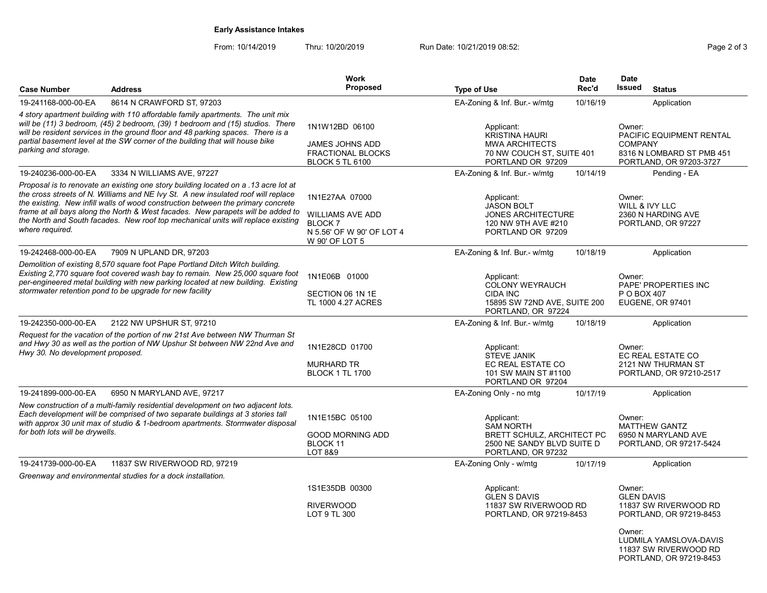**Early Assistance Intakes**

From: 10/14/2019 Thru: 10/20/2019 Run Date: 10/21/2019 08:52:

| Case Number | Address | Work Proposed | Type of Use | Date Rec'd | Date Issued | Status |
|---|---|---|---|---|---|---|
| 19-241168-000-00-EA | 8614 N CRAWFORD ST, 97203 | | EA-Zoning & Inf. Bur.- w/mtg | 10/16/19 | | Application |
| *4 story apartment building with 110 affordable family apartments. The unit mix will be (11) 3 bedroom, (45) 2 bedroom, (39) 1 bedroom and (15) studios. There will be resident services in the ground floor and 48 parking spaces. There is a partial basement level at the SW corner of the building that will house bike parking and storage.* | | 1N1W12BD 06100<br>JAMES JOHNS ADD<br>FRACTIONAL BLOCKS<br>BLOCK 5 TL 6100 | Applicant:<br>KRISTINA HAURI<br>MWA ARCHITECTS<br>70 NW COUCH ST, SUITE 401<br>PORTLAND OR 97209 | | Owner:<br>PACIFIC EQUIPMENT RENTAL COMPANY<br>8316 N LOMBARD ST PMB 451<br>PORTLAND, OR 97203-3727 | |
| 19-240236-000-00-EA | 3334 N WILLIAMS AVE, 97227 | | EA-Zoning & Inf. Bur.- w/mtg | 10/14/19 | | Pending - EA |
| *Proposal is to renovate an existing one story building located on a .13 acre lot at the cross streets of N. Williams and NE Ivy St. A new insulated roof will replace the existing. New infill walls of wood construction between the primary concrete frame at all bays along the North & West facades. New parapets will be added to the North and South facades. New roof top mechanical units will replace existing where required.* | | 1N1E27AA 07000<br>WILLIAMS AVE ADD<br>BLOCK 7<br>N 5.56' OF W 90' OF LOT 4<br>W 90' OF LOT 5 | Applicant:<br>JASON BOLT<br>JONES ARCHITECTURE<br>120 NW 9TH AVE #210<br>PORTLAND OR 97209 | | Owner:<br>WILL & IVY LLC<br>2360 N HARDING AVE<br>PORTLAND, OR 97227 | |
| 19-242468-000-00-EA | 7909 N UPLAND DR, 97203 | | EA-Zoning & Inf. Bur.- w/mtg | 10/18/19 | | Application |
| *Demolition of existing 8,570 square foot Pape Portland Ditch Witch building. Existing 2,770 square foot covered wash bay to remain. New 25,000 square foot per-engineered metal building with new parking located at new building. Existing stormwater retention pond to be upgrade for new facility* | | 1N1E06B 01000<br>SECTION 06 1N 1E<br>TL 1000 4.27 ACRES | Applicant:<br>COLONY WEYRAUCH<br>CIDA INC<br>15895 SW 72ND AVE, SUITE 200<br>PORTLAND, OR 97224 | | Owner:<br>PAPE' PROPERTIES INC<br>P O BOX 407<br>EUGENE, OR 97401 | |
| 19-242350-000-00-EA | 2122 NW UPSHUR ST, 97210 | | EA-Zoning & Inf. Bur.- w/mtg | 10/18/19 | | Application |
| *Request for the vacation of the portion of nw 21st Ave between NW Thurman St and Hwy 30 as well as the portion of NW Upshur St between NW 22nd Ave and Hwy 30. No development proposed.* | | 1N1E28CD 01700<br>MURHARD TR<br>BLOCK 1 TL 1700 | Applicant:<br>STEVE JANIK<br>EC REAL ESTATE CO<br>101 SW MAIN ST #1100<br>PORTLAND OR 97204 | | Owner:<br>EC REAL ESTATE CO<br>2121 NW THURMAN ST<br>PORTLAND, OR 97210-2517 | |
| 19-241899-000-00-EA | 6950 N MARYLAND AVE, 97217 | | EA-Zoning Only - no mtg | 10/17/19 | | Application |
| *New construction of a multi-family residential development on two adjacent lots. Each development will be comprised of two separate buildings at 3 stories tall with approx 30 unit max of studio & 1-bedroom apartments. Stormwater disposal for both lots will be drywells.* | | 1N1E15BC 05100<br>GOOD MORNING ADD<br>BLOCK 11<br>LOT 8&9 | Applicant:<br>SAM NORTH<br>BRETT SCHULZ, ARCHITECT PC<br>2500 NE SANDY BLVD SUITE D<br>PORTLAND, OR 97232 | | Owner:<br>MATTHEW GANTZ<br>6950 N MARYLAND AVE<br>PORTLAND, OR 97217-5424 | |
| 19-241739-000-00-EA | 11837 SW RIVERWOOD RD, 97219 | | EA-Zoning Only - w/mtg | 10/17/19 | | Application |
| *Greenway and environmental studies for a dock installation.* | | 1S1E35DB 00300<br>RIVERWOOD<br>LOT 9 TL 300 | Applicant:<br>GLEN S DAVIS<br>11837 SW RIVERWOOD RD<br>PORTLAND, OR 97219-8453 | | Owner:<br>GLEN DAVIS<br>11837 SW RIVERWOOD RD<br>PORTLAND, OR 97219-8453<br>Owner:<br>LUDMILA YAMSLOVA-DAVIS<br>11837 SW RIVERWOOD RD<br>PORTLAND, OR 97219-8453 | |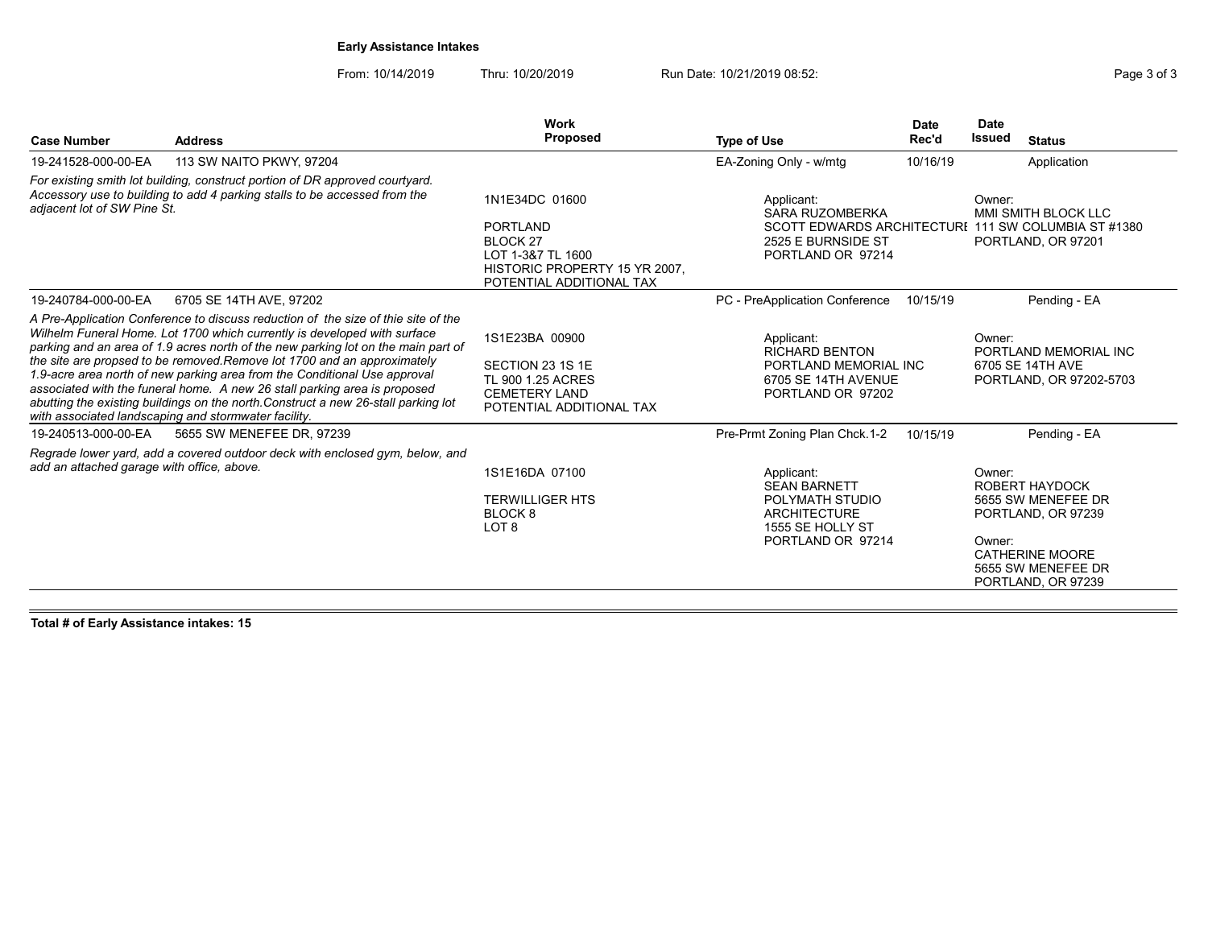**Early Assistance Intakes**

From: 10/14/2019 Thru: 10/20/2019 Run Date: 10/21/2019 08:52:

| Case Number | Address | Work Proposed | Type of Use | Date Rec'd | Date Issued | Status |
|---|---|---|---|---|---|---|
| 19-241528-000-00-EA | 113 SW NAITO PKWY, 97204 | | EA-Zoning Only - w/mtg | 10/16/19 | | Application |
| *For existing smith lot building, construct portion of DR approved courtyard. Accessory use to building to add 4 parking stalls to be accessed from the adjacent lot of SW Pine St.* | | 1N1E34DC 01600<br>PORTLAND<br>BLOCK 27<br>LOT 1-3&7 TL 1600<br>HISTORIC PROPERTY 15 YR 2007, POTENTIAL ADDITIONAL TAX | Applicant:<br>SARA RUZOMBERKA<br>SCOTT EDWARDS ARCHITECTURE<br>2525 E BURNSIDE ST<br>PORTLAND OR 97214 | | Owner:<br>MMI SMITH BLOCK LLC<br>111 SW COLUMBIA ST #1380<br>PORTLAND, OR 97201 | |
| 19-240784-000-00-EA | 6705 SE 14TH AVE, 97202 | | PC - PreApplication Conference | 10/15/19 | | Pending - EA |
| *A Pre-Application Conference to discuss reduction of the size of thie site of the Wilhelm Funeral Home. Lot 1700 which currently is developed with surface parking and an area of 1.9 acres north of the new parking lot on the main part of the site are propsed to be removed.Remove lot 1700 and an approximately 1.9-acre area north of new parking area from the Conditional Use approval associated with the funeral home. A new 26 stall parking area is proposed abutting the existing buildings on the north.Construct a new 26-stall parking lot with associated landscaping and stormwater facility.* | | 1S1E23BA 00900<br>SECTION 23 1S 1E<br>TL 900 1.25 ACRES<br>CEMETERY LAND<br>POTENTIAL ADDITIONAL TAX | Applicant:<br>RICHARD BENTON<br>PORTLAND MEMORIAL INC<br>6705 SE 14TH AVENUE<br>PORTLAND OR 97202 | | Owner:<br>PORTLAND MEMORIAL INC<br>6705 SE 14TH AVE<br>PORTLAND, OR 97202-5703 | |
| 19-240513-000-00-EA | 5655 SW MENEFEE DR, 97239 | | Pre-Prmt Zoning Plan Chck.1-2 | 10/15/19 | | Pending - EA |
| *Regrade lower yard, add a covered outdoor deck with enclosed gym, below, and add an attached garage with office, above.* | | 1S1E16DA 07100<br>TERWILLIGER HTS<br>BLOCK 8<br>LOT 8 | Applicant:<br>SEAN BARNETT<br>POLYMATH STUDIO ARCHITECTURE<br>1555 SE HOLLY ST<br>PORTLAND OR 97214 | | Owner:<br>ROBERT HAYDOCK<br>5655 SW MENEFEE DR<br>PORTLAND, OR 97239<br>Owner:<br>CATHERINE MOORE<br>5655 SW MENEFEE DR<br>PORTLAND, OR 97239 | |

**Total # of Early Assistance intakes: 15**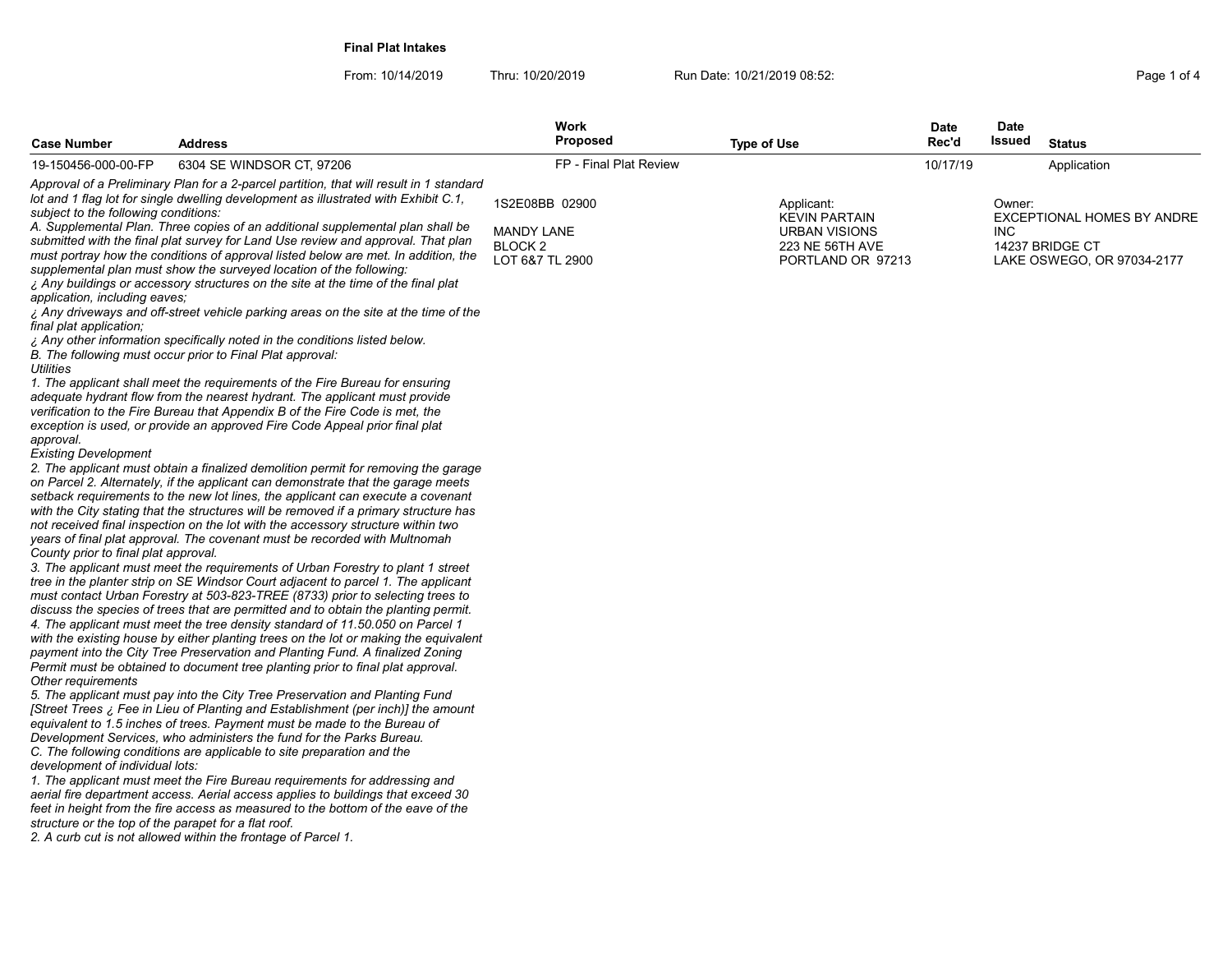**Final Plat Intakes**

From: 10/14/2019 Thru: 10/20/2019 Run Date: 10/21/2019 08:52:

| Case Number | Address | Work Proposed | Type of Use | Date Rec'd | Date Issued | Status |
|---|---|---|---|---|---|---|
| 19-150456-000-00-FP | 6304 SE WINDSOR CT, 97206 | FP - Final Plat Review | | 10/17/19 | | Application |

1S2E08BB 02900

MANDY LANE
BLOCK 2
LOT 6&7 TL 2900

Applicant:
KEVIN PARTAIN
URBAN VISIONS
223 NE 56TH AVE
PORTLAND OR 97213

Owner:
EXCEPTIONAL HOMES BY ANDRE INC
14237 BRIDGE CT
LAKE OSWEGO, OR 97034-2177

*Approval of a Preliminary Plan for a 2-parcel partition, that will result in 1 standard lot and 1 flag lot for single dwelling development as illustrated with Exhibit C.1, subject to the following conditions:*
*A. Supplemental Plan. Three copies of an additional supplemental plan shall be submitted with the final plat survey for Land Use review and approval. That plan must portray how the conditions of approval listed below are met. In addition, the supplemental plan must show the surveyed location of the following:*
*¿ Any buildings or accessory structures on the site at the time of the final plat application, including eaves;*
*¿ Any driveways and off-street vehicle parking areas on the site at the time of the final plat application;*
*¿ Any other information specifically noted in the conditions listed below.*
*B. The following must occur prior to Final Plat approval:*
*Utilities*
*1. The applicant shall meet the requirements of the Fire Bureau for ensuring adequate hydrant flow from the nearest hydrant. The applicant must provide verification to the Fire Bureau that Appendix B of the Fire Code is met, the exception is used, or provide an approved Fire Code Appeal prior final plat approval.*
*Existing Development*
*2. The applicant must obtain a finalized demolition permit for removing the garage on Parcel 2. Alternately, if the applicant can demonstrate that the garage meets setback requirements to the new lot lines, the applicant can execute a covenant with the City stating that the structures will be removed if a primary structure has not received final inspection on the lot with the accessory structure within two years of final plat approval. The covenant must be recorded with Multnomah County prior to final plat approval.*
*3. The applicant must meet the requirements of Urban Forestry to plant 1 street tree in the planter strip on SE Windsor Court adjacent to parcel 1. The applicant must contact Urban Forestry at 503-823-TREE (8733) prior to selecting trees to discuss the species of trees that are permitted and to obtain the planting permit.*
*4. The applicant must meet the tree density standard of 11.50.050 on Parcel 1 with the existing house by either planting trees on the lot or making the equivalent payment into the City Tree Preservation and Planting Fund. A finalized Zoning Permit must be obtained to document tree planting prior to final plat approval.*
*Other requirements*
*5. The applicant must pay into the City Tree Preservation and Planting Fund [Street Trees ¿ Fee in Lieu of Planting and Establishment (per inch)] the amount equivalent to 1.5 inches of trees. Payment must be made to the Bureau of Development Services, who administers the fund for the Parks Bureau.*
*C. The following conditions are applicable to site preparation and the development of individual lots:*
*1. The applicant must meet the Fire Bureau requirements for addressing and aerial fire department access. Aerial access applies to buildings that exceed 30 feet in height from the fire access as measured to the bottom of the eave of the structure or the top of the parapet for a flat roof.*
*2. A curb cut is not allowed within the frontage of Parcel 1.*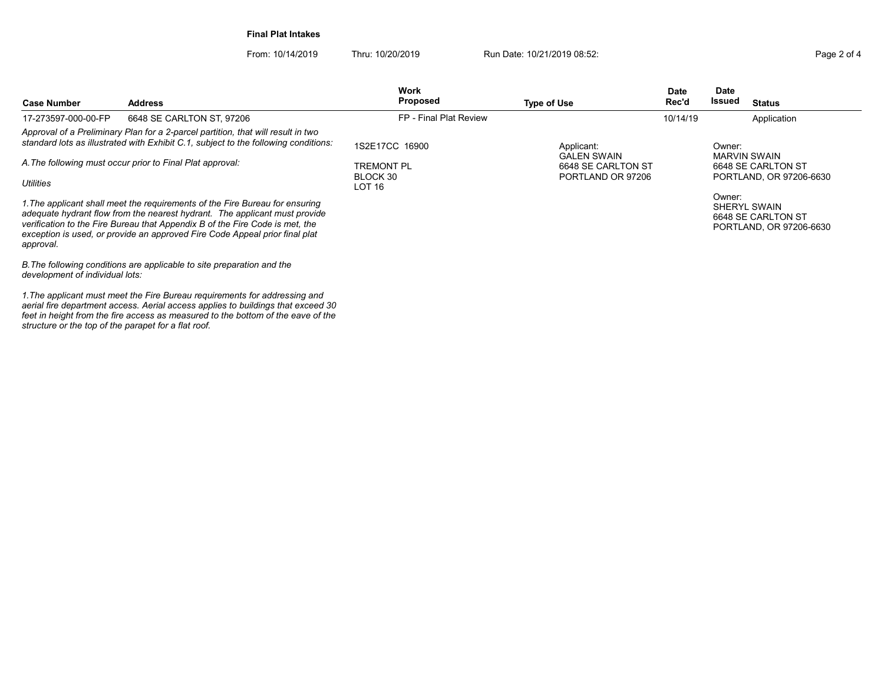**Final Plat Intakes**

From: 10/14/2019 Thru: 10/20/2019 Run Date: 10/21/2019 08:52:

| Case Number | Address | Work Proposed | Type of Use | Date Rec'd | Date Issued | Status |
|---|---|---|---|---|---|---|
| 17-273597-000-00-FP | 6648 SE CARLTON ST, 97206 | FP - Final Plat Review | | 10/14/19 | | Application |

*Approval of a Preliminary Plan for a 2-parcel partition, that will result in two standard lots as illustrated with Exhibit C.1, subject to the following conditions:*

*A.The following must occur prior to Final Plat approval:*

*Utilities*

*1.The applicant shall meet the requirements of the Fire Bureau for ensuring adequate hydrant flow from the nearest hydrant. The applicant must provide verification to the Fire Bureau that Appendix B of the Fire Code is met, the exception is used, or provide an approved Fire Code Appeal prior final plat approval.*

*B.The following conditions are applicable to site preparation and the development of individual lots:*

*1.The applicant must meet the Fire Bureau requirements for addressing and aerial fire department access. Aerial access applies to buildings that exceed 30 feet in height from the fire access as measured to the bottom of the eave of the structure or the top of the parapet for a flat roof.*

1S2E17CC 16900

TREMONT PL
BLOCK 30
LOT 16

Applicant:
GALEN SWAIN
6648 SE CARLTON ST
PORTLAND OR 97206

Owner:
MARVIN SWAIN
6648 SE CARLTON ST
PORTLAND, OR 97206-6630

Owner:
SHERYL SWAIN
6648 SE CARLTON ST
PORTLAND, OR 97206-6630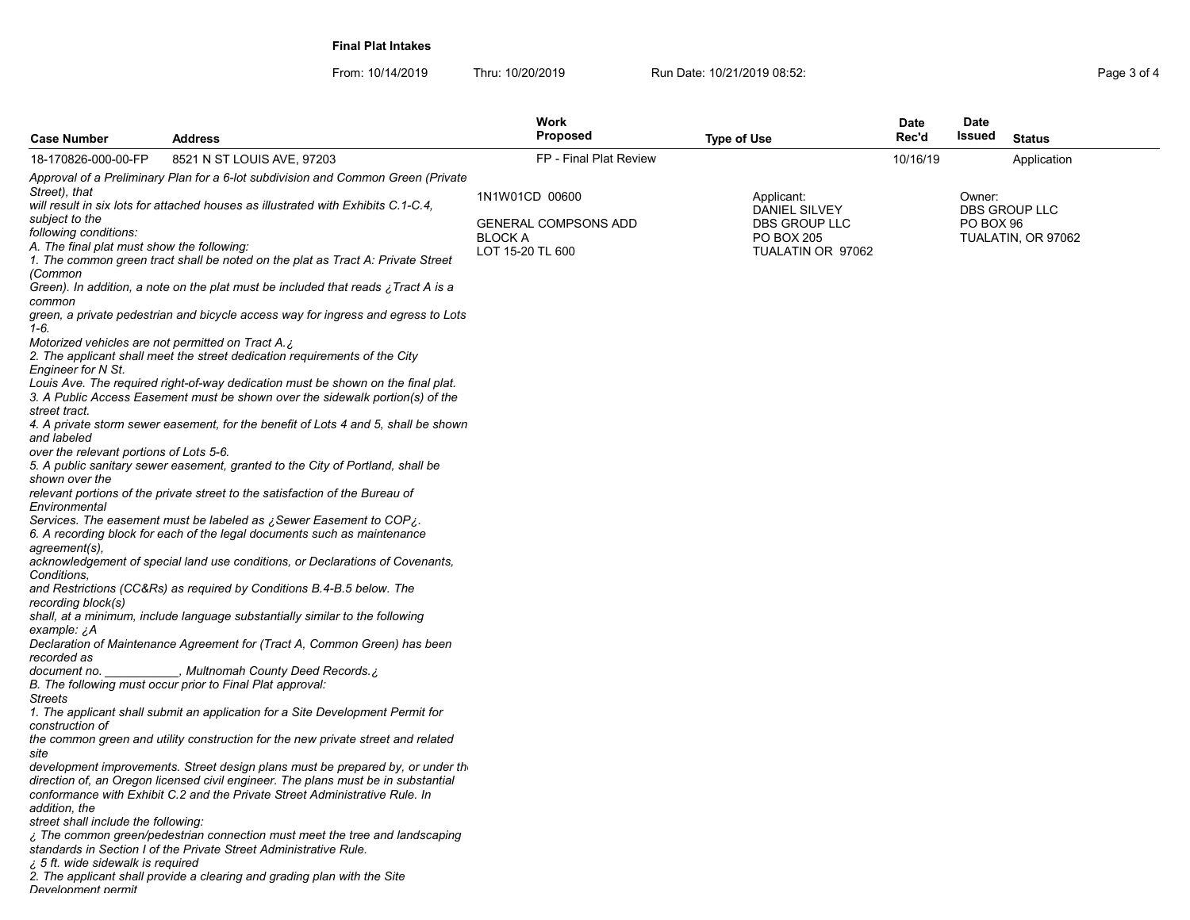**Final Plat Intakes**

From: 10/14/2019 Thru: 10/20/2019 Run Date: 10/21/2019 08:52:

| Case Number | Address | Work Proposed | Type of Use | Date Rec'd | Date Issued | Status |
|---|---|---|---|---|---|---|
| 18-170826-000-00-FP | 8521 N ST LOUIS AVE, 97203 | FP - Final Plat Review | | 10/16/19 | | Application |

*Approval of a Preliminary Plan for a 6-lot subdivision and Common Green (Private Street), that will result in six lots for attached houses as illustrated with Exhibits C.1-C.4, subject to the following conditions:*

*A. The final plat must show the following:*

*1. The common green tract shall be noted on the plat as Tract A: Private Street (Common Green). In addition, a note on the plat must be included that reads ¿Tract A is a common green, a private pedestrian and bicycle access way for ingress and egress to Lots 1-6. Motorized vehicles are not permitted on Tract A.¿*

*2. The applicant shall meet the street dedication requirements of the City Engineer for N St. Louis Ave. The required right-of-way dedication must be shown on the final plat.*

*3. A Public Access Easement must be shown over the sidewalk portion(s) of the street tract.*

*4. A private storm sewer easement, for the benefit of Lots 4 and 5, shall be shown and labeled over the relevant portions of Lots 5-6.*

*5. A public sanitary sewer easement, granted to the City of Portland, shall be shown over the relevant portions of the private street to the satisfaction of the Bureau of Environmental Services. The easement must be labeled as ¿Sewer Easement to COP¿.*

*6. A recording block for each of the legal documents such as maintenance agreement(s), acknowledgement of special land use conditions, or Declarations of Covenants, Conditions, and Restrictions (CC&Rs) as required by Conditions B.4-B.5 below. The recording block(s) shall, at a minimum, include language substantially similar to the following example: ¿A Declaration of Maintenance Agreement for (Tract A, Common Green) has been recorded as document no. ___________, Multnomah County Deed Records.¿*

*B. The following must occur prior to Final Plat approval:*

*Streets*

*1. The applicant shall submit an application for a Site Development Permit for construction of the common green and utility construction for the new private street and related site development improvements. Street design plans must be prepared by, or under the direction of, an Oregon licensed civil engineer. The plans must be in substantial conformance with Exhibit C.2 and the Private Street Administrative Rule. In addition, the street shall include the following:*

*¿ The common green/pedestrian connection must meet the tree and landscaping standards in Section I of the Private Street Administrative Rule.*

*¿ 5 ft. wide sidewalk is required*

*2. The applicant shall provide a clearing and grading plan with the Site Development permit*

1N1W01CD 00600

GENERAL COMPSONS ADD
BLOCK A
LOT 15-20 TL 600

Applicant:
DANIEL SILVEY
DBS GROUP LLC
PO BOX 205
TUALATIN OR 97062

Owner:
DBS GROUP LLC
PO BOX 96
TUALATIN, OR 97062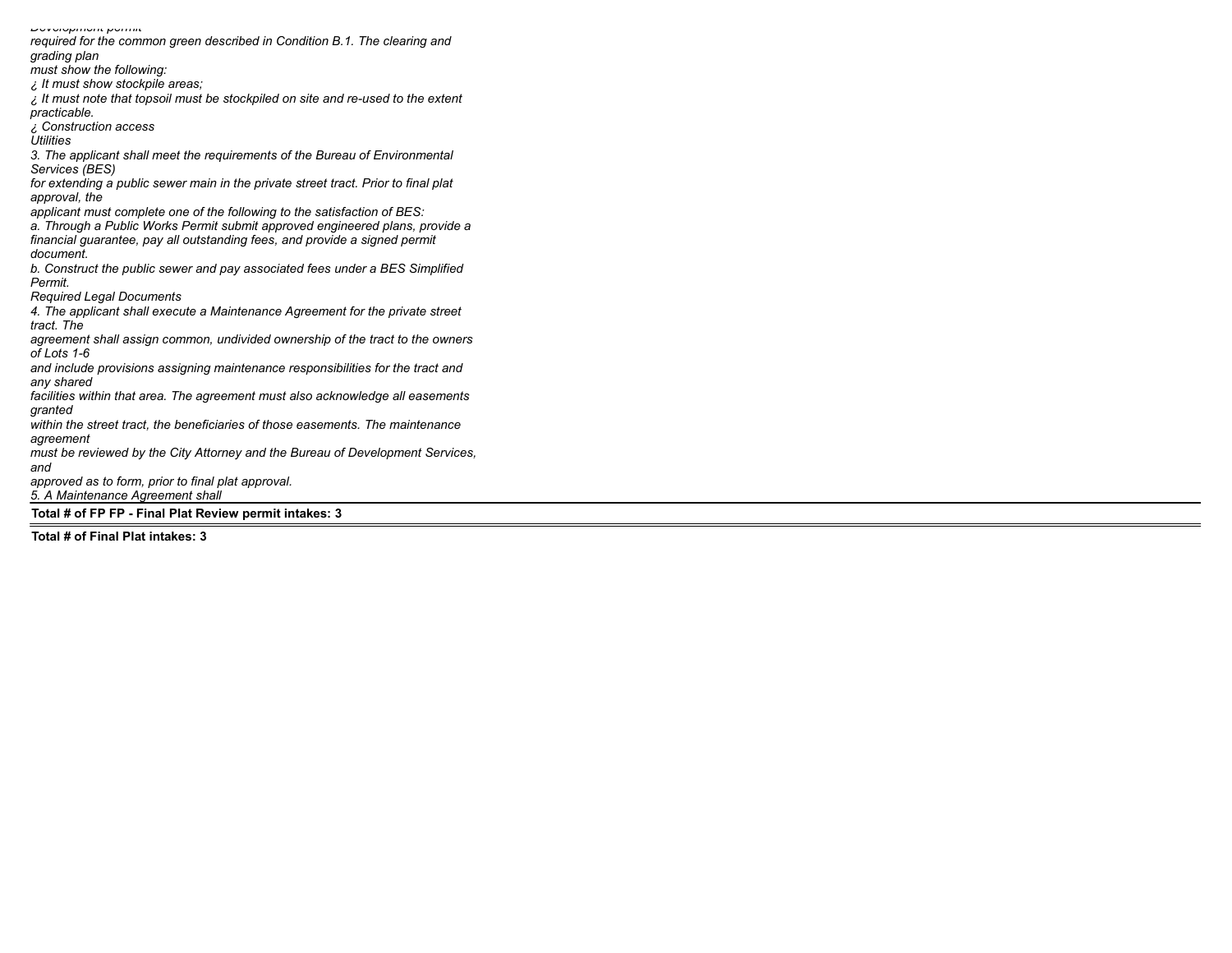*Development permit*
*required for the common green described in Condition B.1. The clearing and grading plan*
*must show the following:*
*¿ It must show stockpile areas;*
*¿ It must note that topsoil must be stockpiled on site and re-used to the extent practicable.*
*¿ Construction access*
*Utilities*
*3. The applicant shall meet the requirements of the Bureau of Environmental Services (BES)*
*for extending a public sewer main in the private street tract. Prior to final plat approval, the*
*applicant must complete one of the following to the satisfaction of BES:*
*a. Through a Public Works Permit submit approved engineered plans, provide a financial guarantee, pay all outstanding fees, and provide a signed permit document.*
*b. Construct the public sewer and pay associated fees under a BES Simplified Permit.*
*Required Legal Documents*
*4. The applicant shall execute a Maintenance Agreement for the private street tract. The*
*agreement shall assign common, undivided ownership of the tract to the owners of Lots 1-6*
*and include provisions assigning maintenance responsibilities for the tract and any shared*
*facilities within that area. The agreement must also acknowledge all easements granted*
*within the street tract, the beneficiaries of those easements. The maintenance agreement*
*must be reviewed by the City Attorney and the Bureau of Development Services, and*
*approved as to form, prior to final plat approval.*
*5. A Maintenance Agreement shall*

**Total # of FP FP - Final Plat Review permit intakes: 3**

**Total # of Final Plat intakes: 3**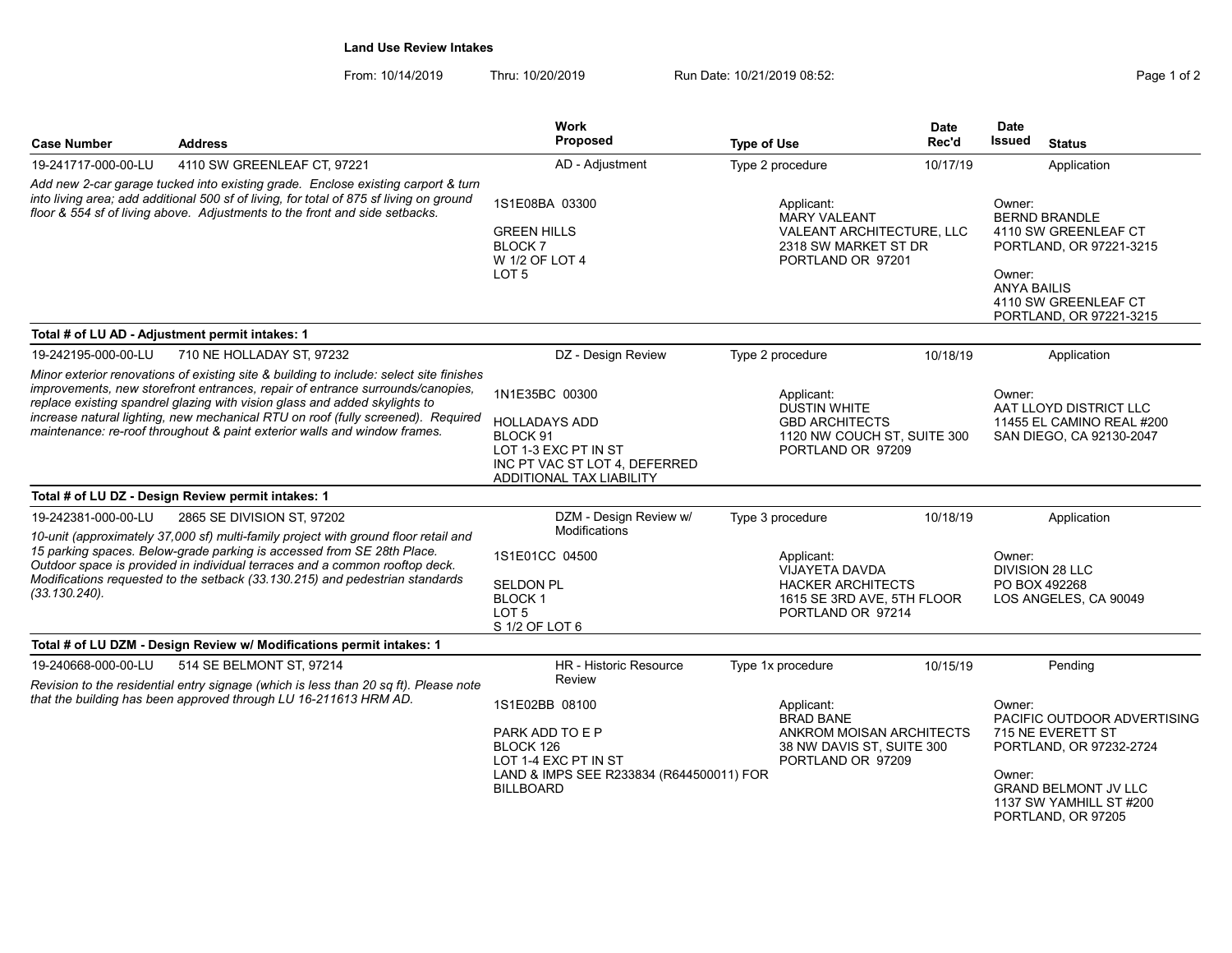## Land Use Review Intakes

From: 10/14/2019 Thru: 10/20/2019 Run Date: 10/21/2019 08:52:

| Case Number | Address | Work Proposed | Type of Use | Date Rec'd | Date Issued | Status |
|---|---|---|---|---|---|---|
| 19-241717-000-00-LU | 4110 SW GREENLEAF CT, 97221 | AD - Adjustment | Type 2 procedure | 10/17/19 | | Application |

*Add new 2-car garage tucked into existing grade. Enclose existing carport & turn into living area; add additional 500 sf of living, for total of 875 sf living on ground floor & 554 sf of living above. Adjustments to the front and side setbacks.*

1S1E08BA 03300
GREEN HILLS
BLOCK 7
W 1/2 OF LOT 4
LOT 5

Applicant:
MARY VALEANT
VALEANT ARCHITECTURE, LLC
2318 SW MARKET ST DR
PORTLAND OR 97201

Owner:
BERND BRANDLE
4110 SW GREENLEAF CT
PORTLAND, OR 97221-3215

Owner:
ANYA BAILIS
4110 SW GREENLEAF CT
PORTLAND, OR 97221-3215

**Total # of LU AD - Adjustment permit intakes: 1**

| Case Number | Address | Work Proposed | Type of Use | Date Rec'd | Date Issued | Status |
|---|---|---|---|---|---|---|
| 19-242195-000-00-LU | 710 NE HOLLADAY ST, 97232 | DZ - Design Review | Type 2 procedure | 10/18/19 | | Application |

*Minor exterior renovations of existing site & building to include: select site finishes improvements, new storefront entrances, repair of entrance surrounds/canopies, replace existing spandrel glazing with vision glass and added skylights to increase natural lighting, new mechanical RTU on roof (fully screened). Required maintenance: re-roof throughout & paint exterior walls and window frames.*

1N1E35BC 00300
HOLLADAYS ADD
BLOCK 91
LOT 1-3 EXC PT IN ST
INC PT VAC ST LOT 4, DEFERRED ADDITIONAL TAX LIABILITY

Applicant:
DUSTIN WHITE
GBD ARCHITECTS
1120 NW COUCH ST, SUITE 300
PORTLAND OR 97209

Owner:
AAT LLOYD DISTRICT LLC
11455 EL CAMINO REAL #200
SAN DIEGO, CA 92130-2047

**Total # of LU DZ - Design Review permit intakes: 1**

| Case Number | Address | Work Proposed | Type of Use | Date Rec'd | Date Issued | Status |
|---|---|---|---|---|---|---|
| 19-242381-000-00-LU | 2865 SE DIVISION ST, 97202 | DZM - Design Review w/ Modifications | Type 3 procedure | 10/18/19 | | Application |

*10-unit (approximately 37,000 sf) multi-family project with ground floor retail and 15 parking spaces. Below-grade parking is accessed from SE 28th Place. Outdoor space is provided in individual terraces and a common rooftop deck. Modifications requested to the setback (33.130.215) and pedestrian standards (33.130.240).*

1S1E01CC 04500
SELDON PL
BLOCK 1
LOT 5
S 1/2 OF LOT 6

Applicant:
VIJAYETA DAVDA
HACKER ARCHITECTS
1615 SE 3RD AVE, 5TH FLOOR
PORTLAND OR 97214

Owner:
DIVISION 28 LLC
PO BOX 492268
LOS ANGELES, CA 90049

**Total # of LU DZM - Design Review w/ Modifications permit intakes: 1**

| Case Number | Address | Work Proposed | Type of Use | Date Rec'd | Date Issued | Status |
|---|---|---|---|---|---|---|
| 19-240668-000-00-LU | 514 SE BELMONT ST, 97214 | HR - Historic Resource Review | Type 1x procedure | 10/15/19 | | Pending |

*Revision to the residential entry signage (which is less than 20 sq ft). Please note that the building has been approved through LU 16-211613 HRM AD.*

1S1E02BB 08100
PARK ADD TO E P
BLOCK 126
LOT 1-4 EXC PT IN ST
LAND & IMPS SEE R233834 (R644500011) FOR BILLBOARD

Applicant:
BRAD BANE
ANKROM MOISAN ARCHITECTS
38 NW DAVIS ST, SUITE 300
PORTLAND OR 97209

Owner:
PACIFIC OUTDOOR ADVERTISING
715 NE EVERETT ST
PORTLAND, OR 97232-2724

Owner:
GRAND BELMONT JV LLC
1137 SW YAMHILL ST #200
PORTLAND, OR 97205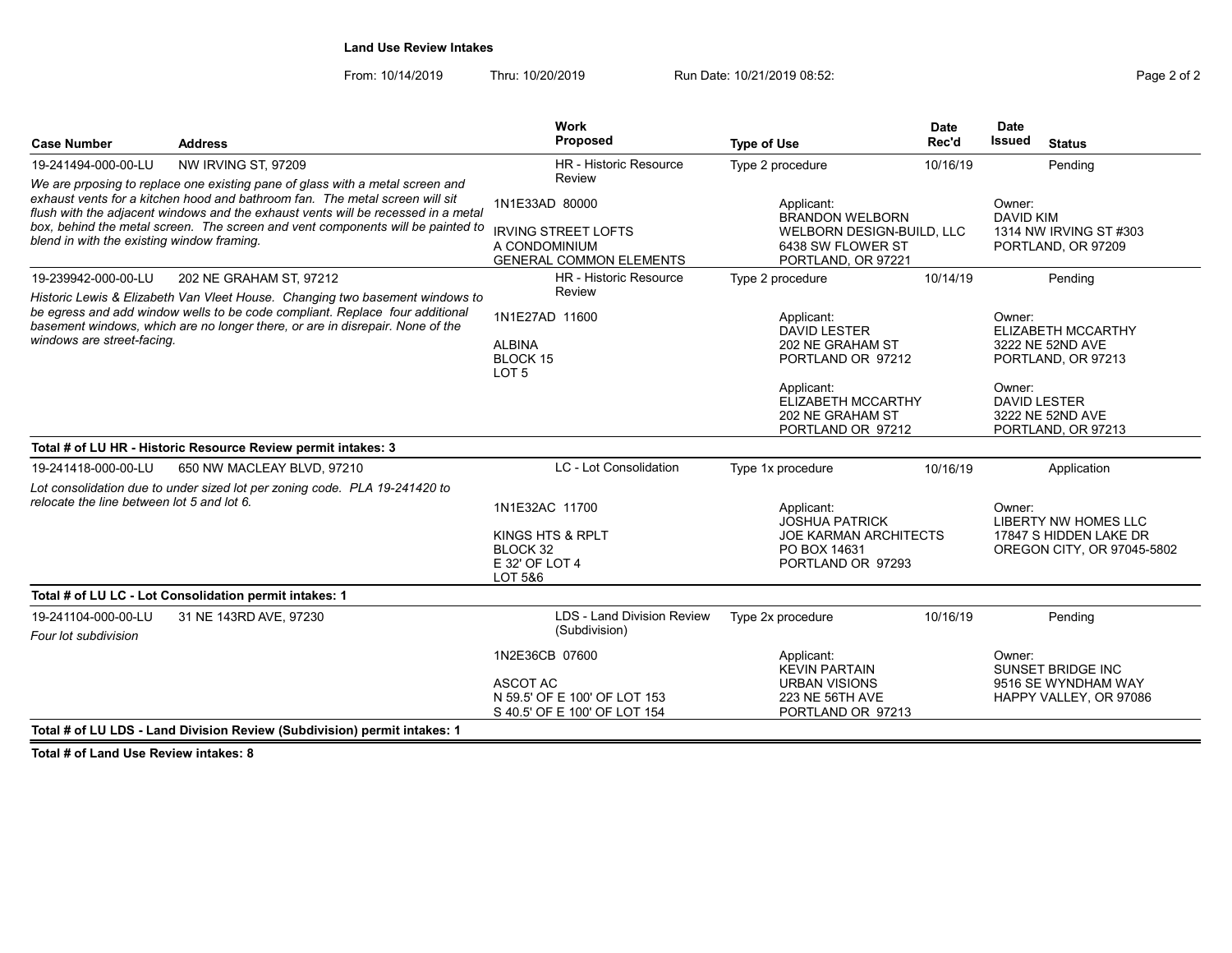**Land Use Review Intakes**

From: 10/14/2019 Thru: 10/20/2019 Run Date: 10/21/2019 08:52:

| Case Number | Address | Work Proposed | Type of Use | Date Rec'd | Date Issued | Status |
|---|---|---|---|---|---|---|
| 19-241494-000-00-LU | NW IRVING ST, 97209 | HR - Historic Resource Review | Type 2 procedure | 10/16/19 | | Pending |
| *We are prposing to replace one existing pane of glass with a metal screen and exhaust vents for a kitchen hood and bathroom fan. The metal screen will sit flush with the adjacent windows and the exhaust vents will be recessed in a metal box, behind the metal screen. The screen and vent components will be painted to blend in with the existing window framing.* | | 1N1E33AD 80000<br>IRVING STREET LOFTS<br>A CONDOMINIUM<br>GENERAL COMMON ELEMENTS | Applicant:<br>BRANDON WELBORN<br>WELBORN DESIGN-BUILD, LLC<br>6438 SW FLOWER ST<br>PORTLAND, OR 97221 | | Owner:<br>DAVID KIM<br>1314 NW IRVING ST #303<br>PORTLAND, OR 97209 | |
| 19-239942-000-00-LU | 202 NE GRAHAM ST, 97212 | HR - Historic Resource Review | Type 2 procedure | 10/14/19 | | Pending |
| *Historic Lewis & Elizabeth Van Vleet House. Changing two basement windows to be egress and add window wells to be code compliant. Replace four additional basement windows, which are no longer there, or are in disrepair. None of the windows are street-facing.* | | 1N1E27AD 11600<br>ALBINA<br>BLOCK 15<br>LOT 5 | Applicant:<br>DAVID LESTER<br>202 NE GRAHAM ST<br>PORTLAND OR 97212 | | Owner:<br>ELIZABETH MCCARTHY<br>3222 NE 52ND AVE<br>PORTLAND, OR 97213 | |
| | | | Applicant:<br>ELIZABETH MCCARTHY<br>202 NE GRAHAM ST<br>PORTLAND OR 97212 | | Owner:<br>DAVID LESTER<br>3222 NE 52ND AVE<br>PORTLAND, OR 97213 | |
| **Total # of LU HR - Historic Resource Review permit intakes: 3** | | | | | | |
| 19-241418-000-00-LU | 650 NW MACLEAY BLVD, 97210 | LC - Lot Consolidation | Type 1x procedure | 10/16/19 | | Application |
| *Lot consolidation due to under sized lot per zoning code. PLA 19-241420 to relocate the line between lot 5 and lot 6.* | | 1N1E32AC 11700<br>KINGS HTS & RPLT<br>BLOCK 32<br>E 32' OF LOT 4<br>LOT 5&6 | Applicant:<br>JOSHUA PATRICK<br>JOE KARMAN ARCHITECTS<br>PO BOX 14631<br>PORTLAND OR 97293 | | Owner:<br>LIBERTY NW HOMES LLC<br>17847 S HIDDEN LAKE DR<br>OREGON CITY, OR 97045-5802 | |
| **Total # of LU LC - Lot Consolidation permit intakes: 1** | | | | | | |
| 19-241104-000-00-LU | 31 NE 143RD AVE, 97230 | LDS - Land Division Review (Subdivision) | Type 2x procedure | 10/16/19 | | Pending |
| *Four lot subdivision* | | 1N2E36CB 07600<br>ASCOT AC<br>N 59.5' OF E 100' OF LOT 153<br>S 40.5' OF E 100' OF LOT 154 | Applicant:<br>KEVIN PARTAIN<br>URBAN VISIONS<br>223 NE 56TH AVE<br>PORTLAND OR 97213 | | Owner:<br>SUNSET BRIDGE INC<br>9516 SE WYNDHAM WAY<br>HAPPY VALLEY, OR 97086 | |
| **Total # of LU LDS - Land Division Review (Subdivision) permit intakes: 1** | | | | | | |

**Total # of Land Use Review intakes: 8**